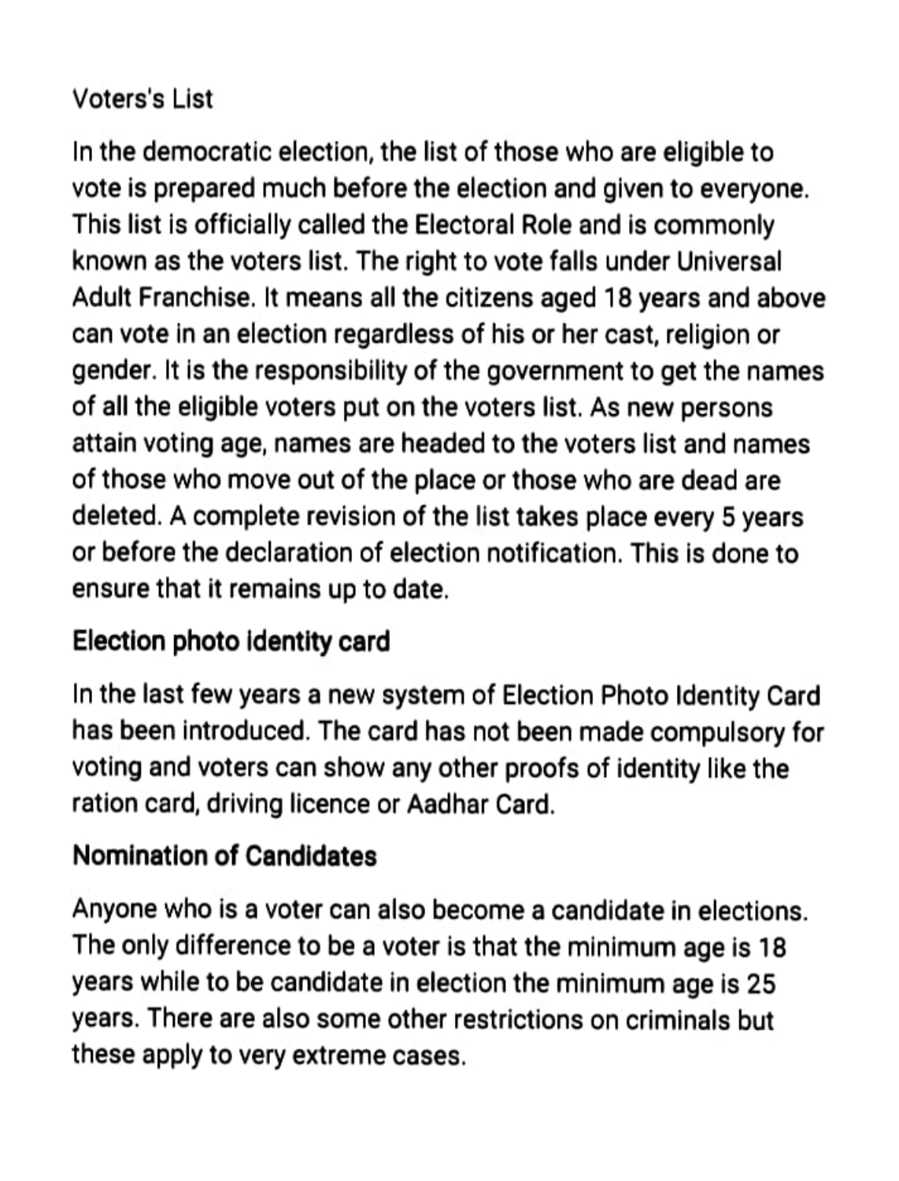Voters's List

In the democratic election, the list of those who are eligible to vote is prepared much before the election and given to everyone. This list is officially called the Electoral Role and is commonly known as the voters list. The right to vote falls under Universal Adult Franchise. It means all the citizens aged 18 years and above can vote in an election regardless of his or her cast, religion or gender. It is the responsibility of the government to get the names of all the eligible voters put on the voters list. As new persons attain voting age, names are headed to the voters list and names of those who move out of the place or those who are dead are deleted. A complete revision of the list takes place every 5 years or before the declaration of election notification. This is done to ensure that it remains up to date.

**Election photo identity card**

In the last few years a new system of Election Photo Identity Card has been introduced. The card has not been made compulsory for voting and voters can show any other proofs of identity like the ration card, driving licence or Aadhar Card.

**Nomination of Candidates**

Anyone who is a voter can also become a candidate in elections. The only difference to be a voter is that the minimum age is 18 years while to be candidate in election the minimum age is 25 years. There are also some other restrictions on criminals but these apply to very extreme cases.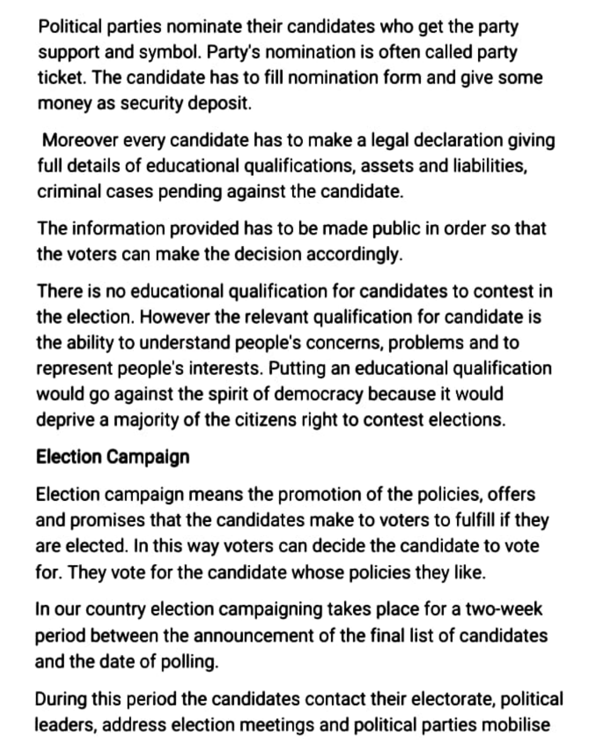Political parties nominate their candidates who get the party support and symbol. Party's nomination is often called party ticket. The candidate has to fill nomination form and give some money as security deposit.

Moreover every candidate has to make a legal declaration giving full details of educational qualifications, assets and liabilities, criminal cases pending against the candidate.

The information provided has to be made public in order so that the voters can make the decision accordingly.

There is no educational qualification for candidates to contest in the election. However the relevant qualification for candidate is the ability to understand people's concerns, problems and to represent people's interests. Putting an educational qualification would go against the spirit of democracy because it would deprive a majority of the citizens right to contest elections.

## Election Campaign

Election campaign means the promotion of the policies, offers and promises that the candidates make to voters to fulfill if they are elected. In this way voters can decide the candidate to vote for. They vote for the candidate whose policies they like.

In our country election campaigning takes place for a two-week period between the announcement of the final list of candidates and the date of polling.

During this period the candidates contact their electorate, political leaders, address election meetings and political parties mobilise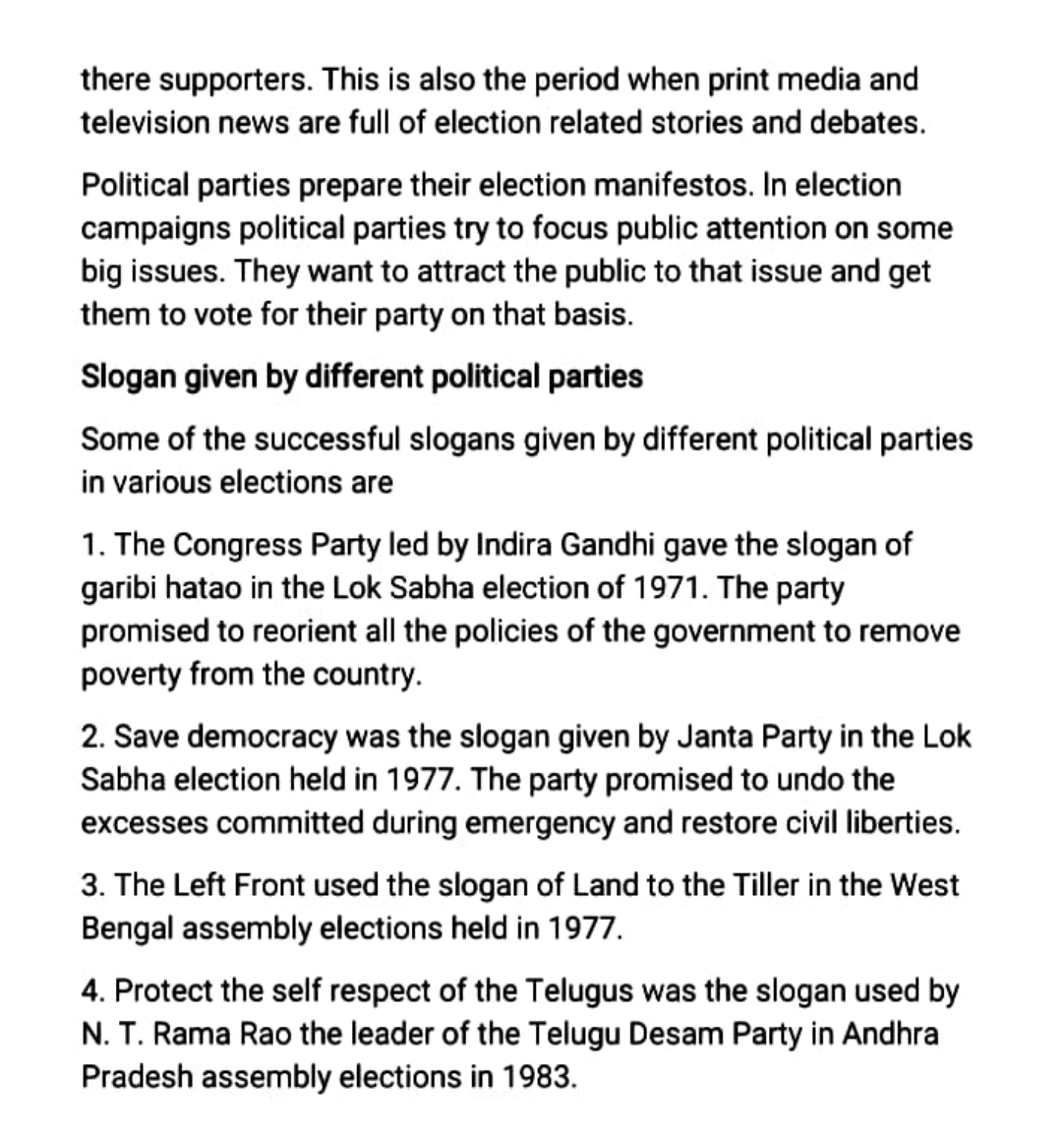there supporters. This is also the period when print media and television news are full of election related stories and debates.

Political parties prepare their election manifestos. In election campaigns political parties try to focus public attention on some big issues. They want to attract the public to that issue and get them to vote for their party on that basis.

**Slogan given by different political parties**

Some of the successful slogans given by different political parties in various elections are

1. The Congress Party led by Indira Gandhi gave the slogan of garibi hatao in the Lok Sabha election of 1971. The party promised to reorient all the policies of the government to remove poverty from the country.

2. Save democracy was the slogan given by Janta Party in the Lok Sabha election held in 1977. The party promised to undo the excesses committed during emergency and restore civil liberties.

3. The Left Front used the slogan of Land to the Tiller in the West Bengal assembly elections held in 1977.

4. Protect the self respect of the Telugus was the slogan used by N. T. Rama Rao the leader of the Telugu Desam Party in Andhra Pradesh assembly elections in 1983.